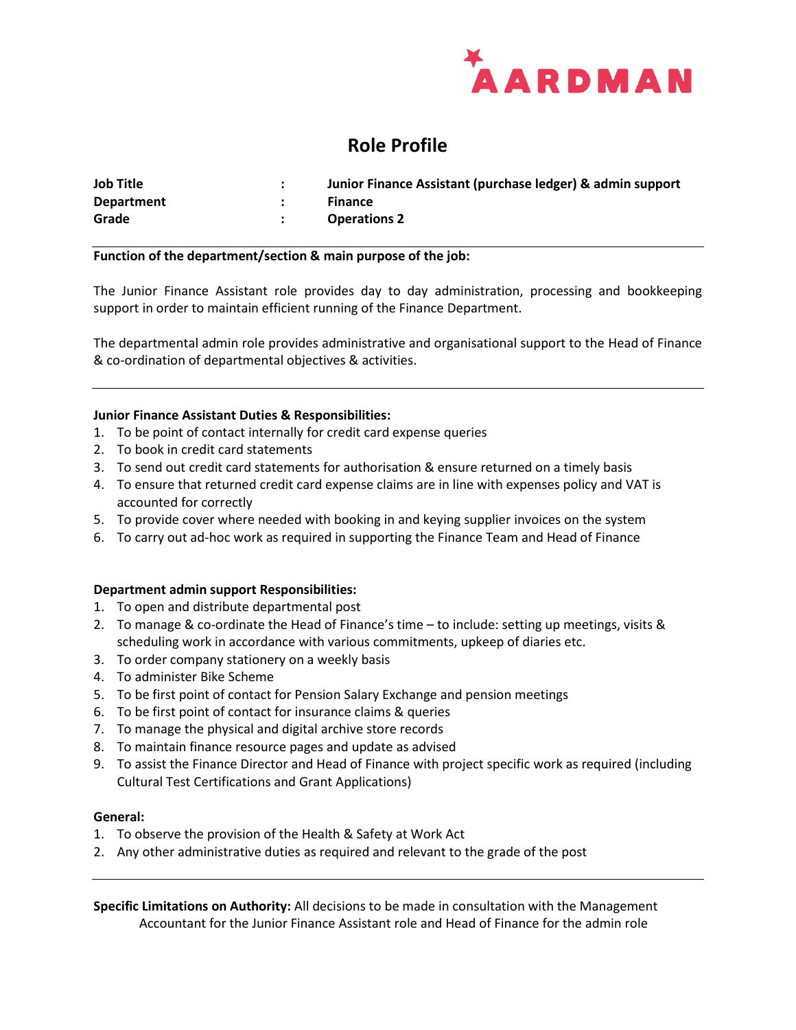AARDMAN

# Role Profile

| | | |
|---|---|---|
| **Job Title** | **:** | **Junior Finance Assistant (purchase ledger) & admin support** |
| **Department** | **:** | **Finance** |
| **Grade** | **:** | **Operations 2** |

---

**Function of the department/section & main purpose of the job:**

The Junior Finance Assistant role provides day to day administration, processing and bookkeeping support in order to maintain efficient running of the Finance Department.

The departmental admin role provides administrative and organisational support to the Head of Finance & co-ordination of departmental objectives & activities.

---

**Junior Finance Assistant Duties & Responsibilities:**

1. To be point of contact internally for credit card expense queries
2. To book in credit card statements
3. To send out credit card statements for authorisation & ensure returned on a timely basis
4. To ensure that returned credit card expense claims are in line with expenses policy and VAT is accounted for correctly
5. To provide cover where needed with booking in and keying supplier invoices on the system
6. To carry out ad-hoc work as required in supporting the Finance Team and Head of Finance

**Department admin support Responsibilities:**

1. To open and distribute departmental post
2. To manage & co-ordinate the Head of Finance's time – to include: setting up meetings, visits & scheduling work in accordance with various commitments, upkeep of diaries etc.
3. To order company stationery on a weekly basis
4. To administer Bike Scheme
5. To be first point of contact for Pension Salary Exchange and pension meetings
6. To be first point of contact for insurance claims & queries
7. To manage the physical and digital archive store records
8. To maintain finance resource pages and update as advised
9. To assist the Finance Director and Head of Finance with project specific work as required (including Cultural Test Certifications and Grant Applications)

**General:**

1. To observe the provision of the Health & Safety at Work Act
2. Any other administrative duties as required and relevant to the grade of the post

---

**Specific Limitations on Authority:** All decisions to be made in consultation with the Management Accountant for the Junior Finance Assistant role and Head of Finance for the admin role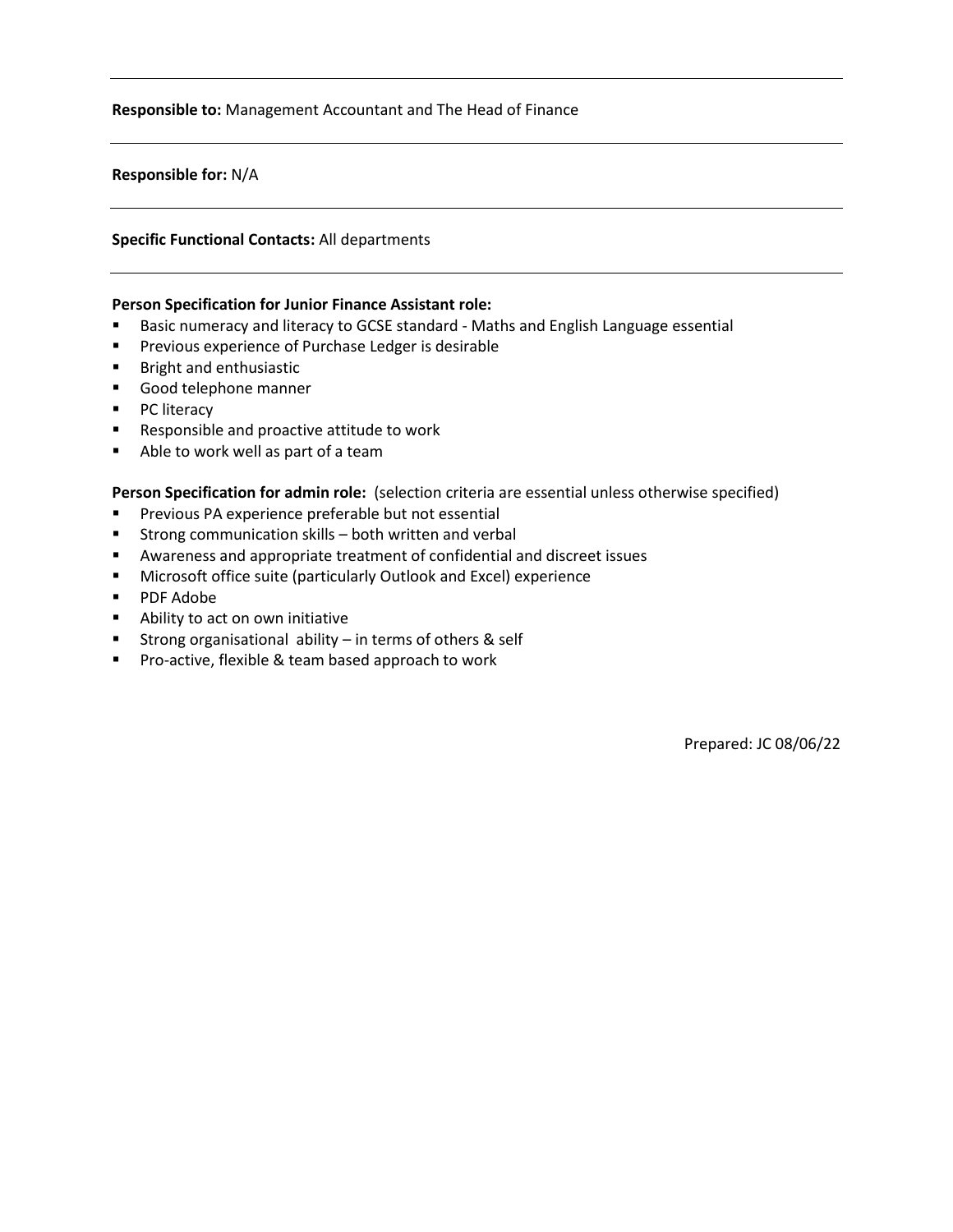---

**Responsible to:** Management Accountant and The Head of Finance

---

**Responsible for:** N/A

---

**Specific Functional Contacts:** All departments

---

**Person Specification for Junior Finance Assistant role:**

- Basic numeracy and literacy to GCSE standard - Maths and English Language essential
- Previous experience of Purchase Ledger is desirable
- Bright and enthusiastic
- Good telephone manner
- PC literacy
- Responsible and proactive attitude to work
- Able to work well as part of a team

**Person Specification for admin role:** (selection criteria are essential unless otherwise specified)

- Previous PA experience preferable but not essential
- Strong communication skills – both written and verbal
- Awareness and appropriate treatment of confidential and discreet issues
- Microsoft office suite (particularly Outlook and Excel) experience
- PDF Adobe
- Ability to act on own initiative
- Strong organisational ability – in terms of others & self
- Pro-active, flexible & team based approach to work

Prepared: JC 08/06/22